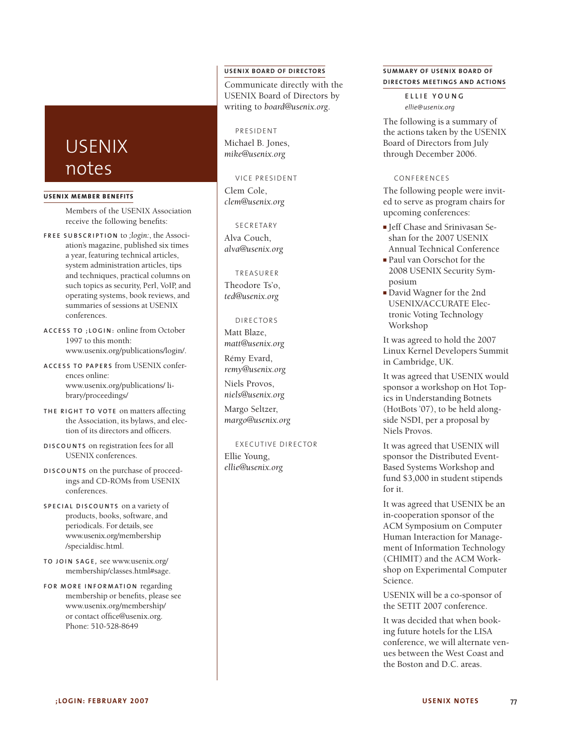# USENIX notes

## USENIX MEMBER BENEFITS

Members of the USENIX Association receive the following benefits:

**FREE SUBSCRIPTION** to *;login:*, the Association's magazine, published six times a year, featuring technical articles, system administration articles, tips and techniques, practical columns on such topics as security, Perl, VoIP, and operating systems, book reviews, and summaries of sessions at USENIX conferences.

**ACCESS TO ;LOGIN:** online from October 1997 to this month: www.usenix.org/publications/login/.

**ACCESS TO PAPERS** from USENIX conferences online: www.usenix.org/publications/ library/proceedings/

**THE RIGHT TO VOTE** on matters affecting the Association, its bylaws, and election of its directors and officers.

**DISCOUNTS** on registration fees for all USENIX conferences.

**DISCOUNTS** on the purchase of proceedings and CD-ROMs from USENIX conferences.

**SPECIAL DISCOUNTS** on a variety of products, books, software, and periodicals. For details, see www.usenix.org/membership /specialdisc.html.

**TO JOIN SAGE,** see www.usenix.org/ membership/classes.html#sage.

**FOR MORE INFORMATION** regarding membership or benefits, please see www.usenix.org/membership/ or contact office@usenix.org. Phone: 510-528-8649

## USENIX BOARD OF DIRECTORS

Communicate directly with the USENIX Board of Directors by writing to *board@usenix.org*.

PRESIDENT

Michael B. Jones, *mike@usenix.org*

VICE PRESIDENT

Clem Cole, *clem@usenix.org*

SECRETARY

Alva Couch, *alva@usenix.org*

TREASURER

Theodore Ts'o, *ted@usenix.org*

DIRECTORS

Matt Blaze, *matt@usenix.org*

Rémy Evard, *remy@usenix.org*

Niels Provos, *niels@usenix.org*

Margo Seltzer, *margo@usenix.org*

EXECUTIVE DIRECTOR

Ellie Young, *ellie@usenix.org*

## SUMMARY OF USENIX BOARD OF DIRECTORS MEETINGS AND ACTIONS

**ELLIE YOUNG**

*ellie@usenix.org*

The following is a summary of the actions taken by the USENIX Board of Directors from July through December 2006.

### CONFERENCES

The following people were invited to serve as program chairs for upcoming conferences:

- Jeff Chase and Srinivasan Seshan for the 2007 USENIX Annual Technical Conference
- Paul van Oorschot for the 2008 USENIX Security Symposium
- David Wagner for the 2nd USENIX/ACCURATE Electronic Voting Technology Workshop

It was agreed to hold the 2007 Linux Kernel Developers Summit in Cambridge, UK.

It was agreed that USENIX would sponsor a workshop on Hot Topics in Understanding Botnets (HotBots '07), to be held alongside NSDI, per a proposal by Niels Provos.

It was agreed that USENIX will sponsor the Distributed Event-Based Systems Workshop and fund $3,000 in student stipends for it.

It was agreed that USENIX be an in-cooperation sponsor of the ACM Symposium on Computer Human Interaction for Management of Information Technology (CHIMIT) and the ACM Workshop on Experimental Computer Science.

USENIX will be a co-sponsor of the SETIT 2007 conference.

It was decided that when booking future hotels for the LISA conference, we will alternate venues between the West Coast and the Boston and D.C. areas.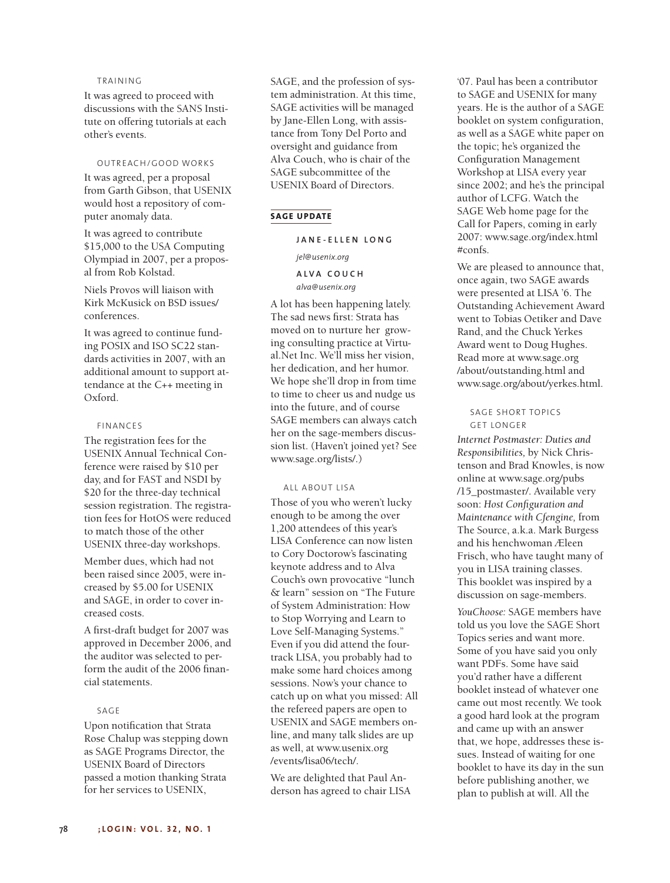### TRAINING

It was agreed to proceed with discussions with the SANS Institute on offering tutorials at each other's events.

### OUTREACH/GOOD WORKS

It was agreed, per a proposal from Garth Gibson, that USENIX would host a repository of computer anomaly data.

It was agreed to contribute $15,000 to the USA Computing Olympiad in 2007, per a proposal from Rob Kolstad.

Niels Provos will liaison with Kirk McKusick on BSD issues/conferences.

It was agreed to continue funding POSIX and ISO SC22 standards activities in 2007, with an additional amount to support attendance at the C++ meeting in Oxford.

### FINANCES

The registration fees for the USENIX Annual Technical Conference were raised by $10 per day, and for FAST and NSDI by $20 for the three-day technical session registration. The registration fees for HotOS were reduced to match those of the other USENIX three-day workshops.

Member dues, which had not been raised since 2005, were increased by $5.00 for USENIX and SAGE, in order to cover increased costs.

A first-draft budget for 2007 was approved in December 2006, and the auditor was selected to perform the audit of the 2006 financial statements.

### SAGE

Upon notification that Strata Rose Chalup was stepping down as SAGE Programs Director, the USENIX Board of Directors passed a motion thanking Strata for her services to USENIX, SAGE, and the profession of system administration. At this time, SAGE activities will be managed by Jane-Ellen Long, with assistance from Tony Del Porto and oversight and guidance from Alva Couch, who is chair of the SAGE subcommittee of the USENIX Board of Directors.

## SAGE UPDATE

**JANE-ELLEN LONG**

*jel@usenix.org*

**ALVA COUCH**

*alva@usenix.org*

A lot has been happening lately. The sad news first: Strata has moved on to nurture her growing consulting practice at Virtual.Net Inc. We'll miss her vision, her dedication, and her humor. We hope she'll drop in from time to time to cheer us and nudge us into the future, and of course SAGE members can always catch her on the sage-members discussion list. (Haven't joined yet? See www.sage.org/lists/.)

### ALL ABOUT LISA

Those of you who weren't lucky enough to be among the over 1,200 attendees of this year's LISA Conference can now listen to Cory Doctorow's fascinating keynote address and to Alva Couch's own provocative "lunch & learn" session on "The Future of System Administration: How to Stop Worrying and Learn to Love Self-Managing Systems." Even if you did attend the four-track LISA, you probably had to make some hard choices among sessions. Now's your chance to catch up on what you missed: All the refereed papers are open to USENIX and SAGE members online, and many talk slides are up as well, at www.usenix.org/events/lisa06/tech/.

We are delighted that Paul Anderson has agreed to chair LISA '07. Paul has been a contributor to SAGE and USENIX for many years. He is the author of a SAGE booklet on system configuration, as well as a SAGE white paper on the topic; he's organized the Configuration Management Workshop at LISA every year since 2002; and he's the principal author of LCFG. Watch the SAGE Web home page for the Call for Papers, coming in early 2007: www.sage.org/index.html#confs.

We are pleased to announce that, once again, two SAGE awards were presented at LISA '6. The Outstanding Achievement Award went to Tobias Oetiker and Dave Rand, and the Chuck Yerkes Award went to Doug Hughes. Read more at www.sage.org/about/outstanding.html and www.sage.org/about/yerkes.html.

### SAGE SHORT TOPICS GET LONGER

*Internet Postmaster: Duties and Responsibilities,* by Nick Christenson and Brad Knowles, is now online at www.sage.org/pubs/15_postmaster/. Available very soon: *Host Configuration and Maintenance with Cfengine,* from The Source, a.k.a. Mark Burgess and his henchwoman Æleen Frisch, who have taught many of you in LISA training classes. This booklet was inspired by a discussion on sage-members.

*YouChoose:* SAGE members have told us you love the SAGE Short Topics series and want more. Some of you have said you only want PDFs. Some have said you'd rather have a different booklet instead of whatever one came out most recently. We took a good hard look at the program and came up with an answer that, we hope, addresses these issues. Instead of waiting for one booklet to have its day in the sun before publishing another, we plan to publish at will. All the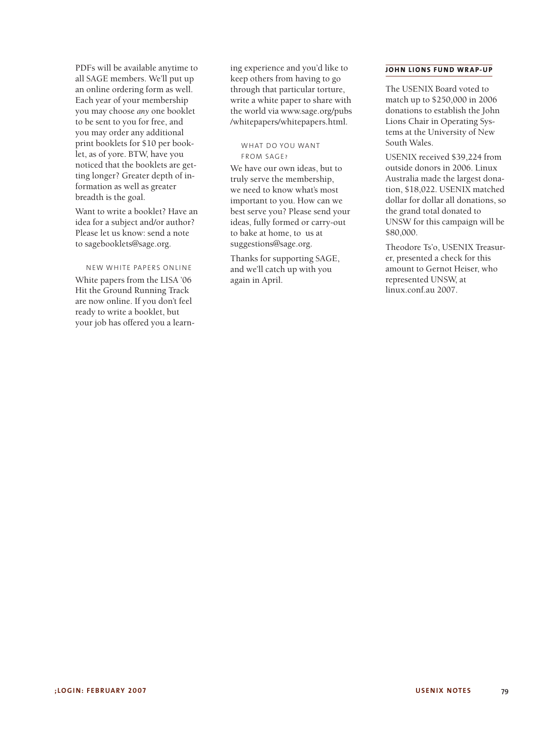PDFs will be available anytime to all SAGE members. We'll put up an online ordering form as well. Each year of your membership you may choose *any* one booklet to be sent to you for free, and you may order any additional print booklets for $10 per booklet, as of yore. BTW, have you noticed that the booklets are getting longer? Greater depth of information as well as greater breadth is the goal.

Want to write a booklet? Have an idea for a subject and/or author? Please let us know: send a note to sagebooklets@sage.org.

### NEW WHITE PAPERS ONLINE

White papers from the LISA '06 Hit the Ground Running Track are now online. If you don't feel ready to write a booklet, but your job has offered you a learning experience and you'd like to keep others from having to go through that particular torture, write a white paper to share with the world via www.sage.org/pubs/whitepapers/whitepapers.html.

### WHAT DO YOU WANT FROM SAGE?

We have our own ideas, but to truly serve the membership, we need to know what's most important to you. How can we best serve you? Please send your ideas, fully formed or carry-out to bake at home, to us at suggestions@sage.org.

Thanks for supporting SAGE, and we'll catch up with you again in April.

## JOHN LIONS FUND WRAP-UP

The USENIX Board voted to match up to $250,000 in 2006 donations to establish the John Lions Chair in Operating Systems at the University of New South Wales.

USENIX received $39,224 from outside donors in 2006. Linux Australia made the largest donation, $18,022. USENIX matched dollar for dollar all donations, so the grand total donated to UNSW for this campaign will be $80,000.

Theodore Ts'o, USENIX Treasurer, presented a check for this amount to Gernot Heiser, who represented UNSW, at linux.conf.au 2007.